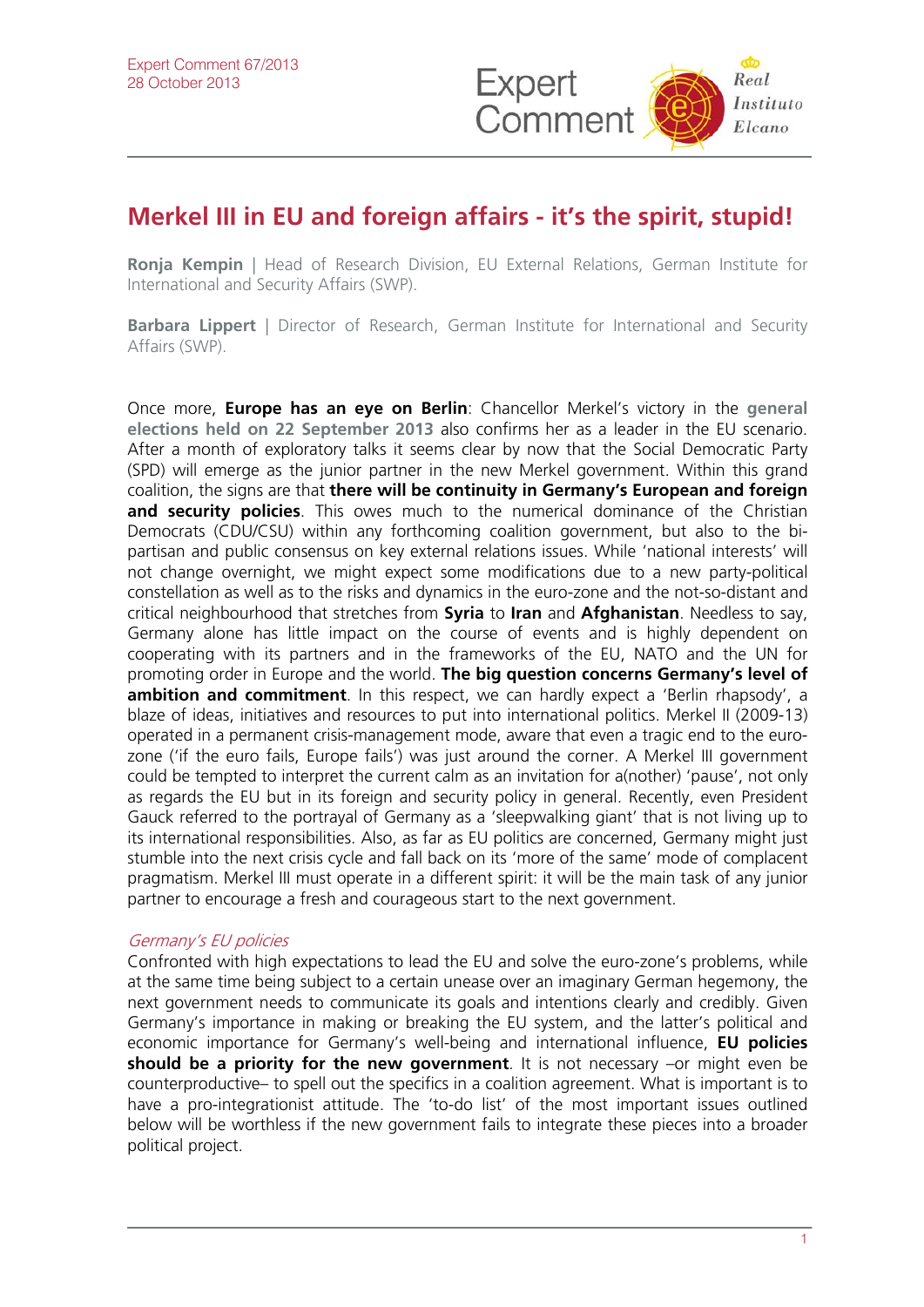Expert Comment 67/2013
28 October 2013

# Merkel III in EU and foreign affairs - it's the spirit, stupid!

**Ronja Kempin** | Head of Research Division, EU External Relations, German Institute for International and Security Affairs (SWP).

**Barbara Lippert** | Director of Research, German Institute for International and Security Affairs (SWP).

Once more, **Europe has an eye on Berlin**: Chancellor Merkel's victory in the **general elections held on 22 September 2013** also confirms her as a leader in the EU scenario. After a month of exploratory talks it seems clear by now that the Social Democratic Party (SPD) will emerge as the junior partner in the new Merkel government. Within this grand coalition, the signs are that **there will be continuity in Germany's European and foreign and security policies**. This owes much to the numerical dominance of the Christian Democrats (CDU/CSU) within any forthcoming coalition government, but also to the bi-partisan and public consensus on key external relations issues. While 'national interests' will not change overnight, we might expect some modifications due to a new party-political constellation as well as to the risks and dynamics in the euro-zone and the not-so-distant and critical neighbourhood that stretches from **Syria** to **Iran** and **Afghanistan**. Needless to say, Germany alone has little impact on the course of events and is highly dependent on cooperating with its partners and in the frameworks of the EU, NATO and the UN for promoting order in Europe and the world. **The big question concerns Germany's level of ambition and commitment**. In this respect, we can hardly expect a 'Berlin rhapsody', a blaze of ideas, initiatives and resources to put into international politics. Merkel II (2009-13) operated in a permanent crisis-management mode, aware that even a tragic end to the euro-zone ('if the euro fails, Europe fails') was just around the corner. A Merkel III government could be tempted to interpret the current calm as an invitation for a(nother) 'pause', not only as regards the EU but in its foreign and security policy in general. Recently, even President Gauck referred to the portrayal of Germany as a 'sleepwalking giant' that is not living up to its international responsibilities. Also, as far as EU politics are concerned, Germany might just stumble into the next crisis cycle and fall back on its 'more of the same' mode of complacent pragmatism. Merkel III must operate in a different spirit: it will be the main task of any junior partner to encourage a fresh and courageous start to the next government.

## *Germany's EU policies*

Confronted with high expectations to lead the EU and solve the euro-zone's problems, while at the same time being subject to a certain unease over an imaginary German hegemony, the next government needs to communicate its goals and intentions clearly and credibly. Given Germany's importance in making or breaking the EU system, and the latter's political and economic importance for Germany's well-being and international influence, **EU policies should be a priority for the new government**. It is not necessary –or might even be counterproductive– to spell out the specifics in a coalition agreement. What is important is to have a pro-integrationist attitude. The 'to-do list' of the most important issues outlined below will be worthless if the new government fails to integrate these pieces into a broader political project.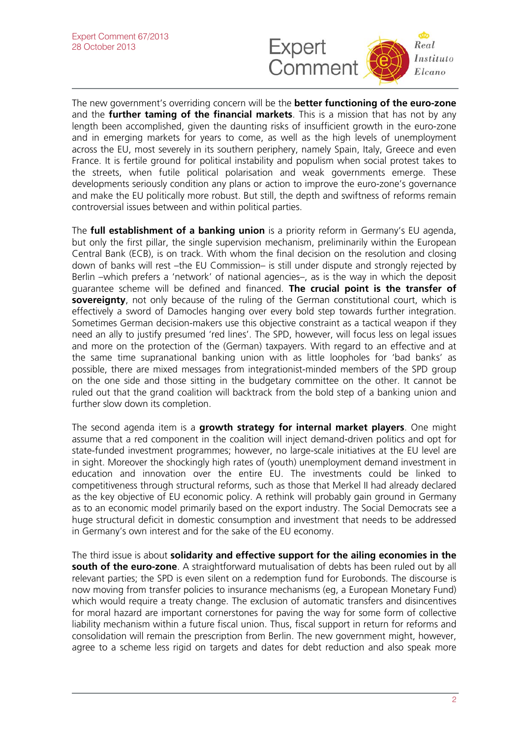The new government's overriding concern will be the **better functioning of the euro-zone** and the **further taming of the financial markets**. This is a mission that has not by any length been accomplished, given the daunting risks of insufficient growth in the euro-zone and in emerging markets for years to come, as well as the high levels of unemployment across the EU, most severely in its southern periphery, namely Spain, Italy, Greece and even France. It is fertile ground for political instability and populism when social protest takes to the streets, when futile political polarisation and weak governments emerge. These developments seriously condition any plans or action to improve the euro-zone's governance and make the EU politically more robust. But still, the depth and swiftness of reforms remain controversial issues between and within political parties.

The **full establishment of a banking union** is a priority reform in Germany's EU agenda, but only the first pillar, the single supervision mechanism, preliminarily within the European Central Bank (ECB), is on track. With whom the final decision on the resolution and closing down of banks will rest –the EU Commission– is still under dispute and strongly rejected by Berlin –which prefers a 'network' of national agencies–, as is the way in which the deposit guarantee scheme will be defined and financed. **The crucial point is the transfer of sovereignty**, not only because of the ruling of the German constitutional court, which is effectively a sword of Damocles hanging over every bold step towards further integration. Sometimes German decision-makers use this objective constraint as a tactical weapon if they need an ally to justify presumed 'red lines'. The SPD, however, will focus less on legal issues and more on the protection of the (German) taxpayers. With regard to an effective and at the same time supranational banking union with as little loopholes for 'bad banks' as possible, there are mixed messages from integrationist-minded members of the SPD group on the one side and those sitting in the budgetary committee on the other. It cannot be ruled out that the grand coalition will backtrack from the bold step of a banking union and further slow down its completion.

The second agenda item is a **growth strategy for internal market players**. One might assume that a red component in the coalition will inject demand-driven politics and opt for state-funded investment programmes; however, no large-scale initiatives at the EU level are in sight. Moreover the shockingly high rates of (youth) unemployment demand investment in education and innovation over the entire EU. The investments could be linked to competitiveness through structural reforms, such as those that Merkel II had already declared as the key objective of EU economic policy. A rethink will probably gain ground in Germany as to an economic model primarily based on the export industry. The Social Democrats see a huge structural deficit in domestic consumption and investment that needs to be addressed in Germany's own interest and for the sake of the EU economy.

The third issue is about **solidarity and effective support for the ailing economies in the south of the euro-zone**. A straightforward mutualisation of debts has been ruled out by all relevant parties; the SPD is even silent on a redemption fund for Eurobonds. The discourse is now moving from transfer policies to insurance mechanisms (eg, a European Monetary Fund) which would require a treaty change. The exclusion of automatic transfers and disincentives for moral hazard are important cornerstones for paving the way for some form of collective liability mechanism within a future fiscal union. Thus, fiscal support in return for reforms and consolidation will remain the prescription from Berlin. The new government might, however, agree to a scheme less rigid on targets and dates for debt reduction and also speak more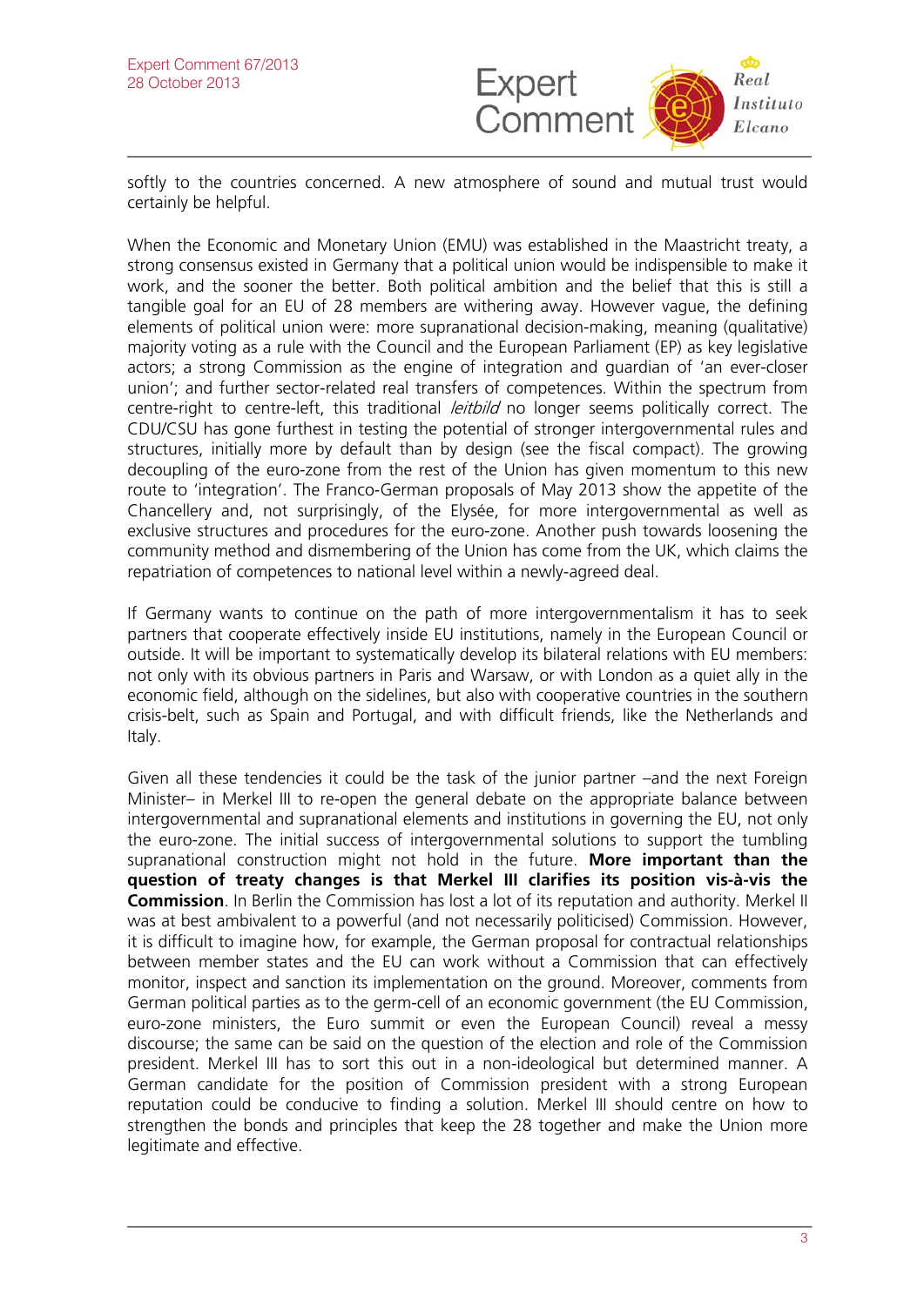softly to the countries concerned. A new atmosphere of sound and mutual trust would certainly be helpful.

When the Economic and Monetary Union (EMU) was established in the Maastricht treaty, a strong consensus existed in Germany that a political union would be indispensible to make it work, and the sooner the better. Both political ambition and the belief that this is still a tangible goal for an EU of 28 members are withering away. However vague, the defining elements of political union were: more supranational decision-making, meaning (qualitative) majority voting as a rule with the Council and the European Parliament (EP) as key legislative actors; a strong Commission as the engine of integration and guardian of 'an ever-closer union'; and further sector-related real transfers of competences. Within the spectrum from centre-right to centre-left, this traditional *leitbild* no longer seems politically correct. The CDU/CSU has gone furthest in testing the potential of stronger intergovernmental rules and structures, initially more by default than by design (see the fiscal compact). The growing decoupling of the euro-zone from the rest of the Union has given momentum to this new route to 'integration'. The Franco-German proposals of May 2013 show the appetite of the Chancellery and, not surprisingly, of the Elysée, for more intergovernmental as well as exclusive structures and procedures for the euro-zone. Another push towards loosening the community method and dismembering of the Union has come from the UK, which claims the repatriation of competences to national level within a newly-agreed deal.

If Germany wants to continue on the path of more intergovernmentalism it has to seek partners that cooperate effectively inside EU institutions, namely in the European Council or outside. It will be important to systematically develop its bilateral relations with EU members: not only with its obvious partners in Paris and Warsaw, or with London as a quiet ally in the economic field, although on the sidelines, but also with cooperative countries in the southern crisis-belt, such as Spain and Portugal, and with difficult friends, like the Netherlands and Italy.

Given all these tendencies it could be the task of the junior partner –and the next Foreign Minister– in Merkel III to re-open the general debate on the appropriate balance between intergovernmental and supranational elements and institutions in governing the EU, not only the euro-zone. The initial success of intergovernmental solutions to support the tumbling supranational construction might not hold in the future. **More important than the question of treaty changes is that Merkel III clarifies its position vis-à-vis the Commission**. In Berlin the Commission has lost a lot of its reputation and authority. Merkel II was at best ambivalent to a powerful (and not necessarily politicised) Commission. However, it is difficult to imagine how, for example, the German proposal for contractual relationships between member states and the EU can work without a Commission that can effectively monitor, inspect and sanction its implementation on the ground. Moreover, comments from German political parties as to the germ-cell of an economic government (the EU Commission, euro-zone ministers, the Euro summit or even the European Council) reveal a messy discourse; the same can be said on the question of the election and role of the Commission president. Merkel III has to sort this out in a non-ideological but determined manner. A German candidate for the position of Commission president with a strong European reputation could be conducive to finding a solution. Merkel III should centre on how to strengthen the bonds and principles that keep the 28 together and make the Union more legitimate and effective.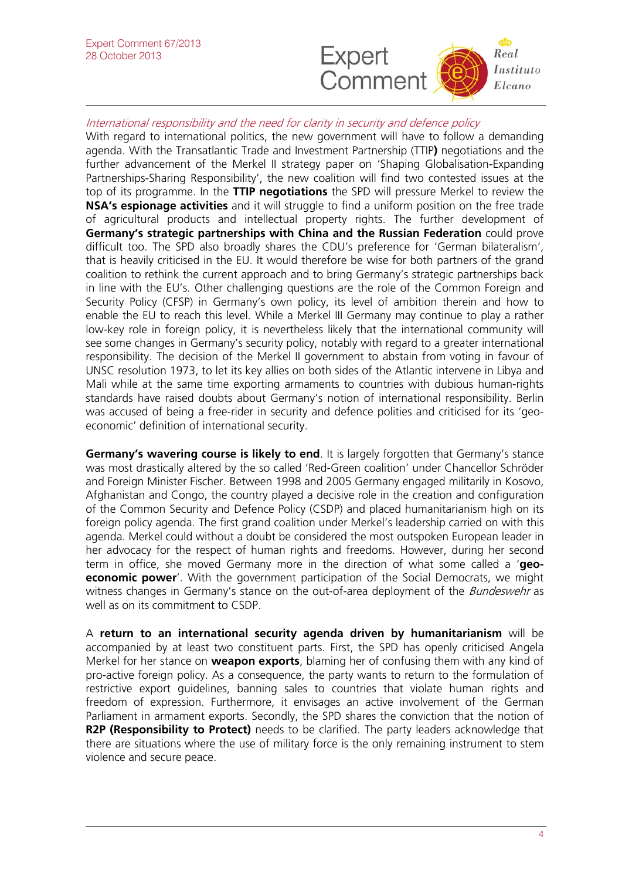*International responsibility and the need for clarity in security and defence policy*

With regard to international politics, the new government will have to follow a demanding agenda. With the Transatlantic Trade and Investment Partnership (TTIP**)** negotiations and the further advancement of the Merkel II strategy paper on 'Shaping Globalisation-Expanding Partnerships-Sharing Responsibility', the new coalition will find two contested issues at the top of its programme. In the **TTIP negotiations** the SPD will pressure Merkel to review the **NSA's espionage activities** and it will struggle to find a uniform position on the free trade of agricultural products and intellectual property rights. The further development of **Germany's strategic partnerships with China and the Russian Federation** could prove difficult too. The SPD also broadly shares the CDU's preference for 'German bilateralism', that is heavily criticised in the EU. It would therefore be wise for both partners of the grand coalition to rethink the current approach and to bring Germany's strategic partnerships back in line with the EU's. Other challenging questions are the role of the Common Foreign and Security Policy (CFSP) in Germany's own policy, its level of ambition therein and how to enable the EU to reach this level. While a Merkel III Germany may continue to play a rather low-key role in foreign policy, it is nevertheless likely that the international community will see some changes in Germany's security policy, notably with regard to a greater international responsibility. The decision of the Merkel II government to abstain from voting in favour of UNSC resolution 1973, to let its key allies on both sides of the Atlantic intervene in Libya and Mali while at the same time exporting armaments to countries with dubious human-rights standards have raised doubts about Germany's notion of international responsibility. Berlin was accused of being a free-rider in security and defence polities and criticised for its 'geo-economic' definition of international security.

**Germany's wavering course is likely to end**. It is largely forgotten that Germany's stance was most drastically altered by the so called 'Red-Green coalition' under Chancellor Schröder and Foreign Minister Fischer. Between 1998 and 2005 Germany engaged militarily in Kosovo, Afghanistan and Congo, the country played a decisive role in the creation and configuration of the Common Security and Defence Policy (CSDP) and placed humanitarianism high on its foreign policy agenda. The first grand coalition under Merkel's leadership carried on with this agenda. Merkel could without a doubt be considered the most outspoken European leader in her advocacy for the respect of human rights and freedoms. However, during her second term in office, she moved Germany more in the direction of what some called a '**geo-economic power**'. With the government participation of the Social Democrats, we might witness changes in Germany's stance on the out-of-area deployment of the *Bundeswehr* as well as on its commitment to CSDP.

A **return to an international security agenda driven by humanitarianism** will be accompanied by at least two constituent parts. First, the SPD has openly criticised Angela Merkel for her stance on **weapon exports**, blaming her of confusing them with any kind of pro-active foreign policy. As a consequence, the party wants to return to the formulation of restrictive export guidelines, banning sales to countries that violate human rights and freedom of expression. Furthermore, it envisages an active involvement of the German Parliament in armament exports. Secondly, the SPD shares the conviction that the notion of **R2P (Responsibility to Protect)** needs to be clarified. The party leaders acknowledge that there are situations where the use of military force is the only remaining instrument to stem violence and secure peace.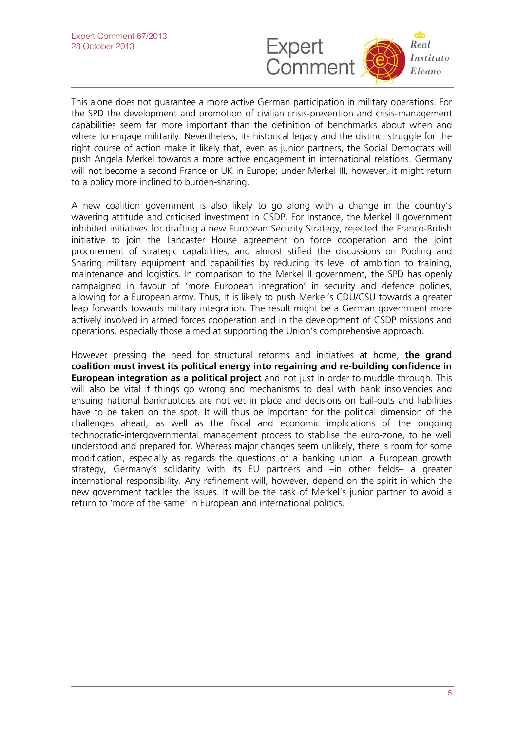This alone does not guarantee a more active German participation in military operations. For the SPD the development and promotion of civilian crisis-prevention and crisis-management capabilities seem far more important than the definition of benchmarks about when and where to engage militarily. Nevertheless, its historical legacy and the distinct struggle for the right course of action make it likely that, even as junior partners, the Social Democrats will push Angela Merkel towards a more active engagement in international relations. Germany will not become a second France or UK in Europe; under Merkel III, however, it might return to a policy more inclined to burden-sharing.

A new coalition government is also likely to go along with a change in the country's wavering attitude and criticised investment in CSDP. For instance, the Merkel II government inhibited initiatives for drafting a new European Security Strategy, rejected the Franco-British initiative to join the Lancaster House agreement on force cooperation and the joint procurement of strategic capabilities, and almost stifled the discussions on Pooling and Sharing military equipment and capabilities by reducing its level of ambition to training, maintenance and logistics. In comparison to the Merkel II government, the SPD has openly campaigned in favour of 'more European integration' in security and defence policies, allowing for a European army. Thus, it is likely to push Merkel's CDU/CSU towards a greater leap forwards towards military integration. The result might be a German government more actively involved in armed forces cooperation and in the development of CSDP missions and operations, especially those aimed at supporting the Union's comprehensive approach.

However pressing the need for structural reforms and initiatives at home, **the grand coalition must invest its political energy into regaining and re-building confidence in European integration as a political project** and not just in order to muddle through. This will also be vital if things go wrong and mechanisms to deal with bank insolvencies and ensuing national bankruptcies are not yet in place and decisions on bail-outs and liabilities have to be taken on the spot. It will thus be important for the political dimension of the challenges ahead, as well as the fiscal and economic implications of the ongoing technocratic-intergovernmental management process to stabilise the euro-zone, to be well understood and prepared for. Whereas major changes seem unlikely, there is room for some modification, especially as regards the questions of a banking union, a European growth strategy, Germany's solidarity with its EU partners and –in other fields– a greater international responsibility. Any refinement will, however, depend on the spirit in which the new government tackles the issues. It will be the task of Merkel's junior partner to avoid a return to 'more of the same' in European and international politics.